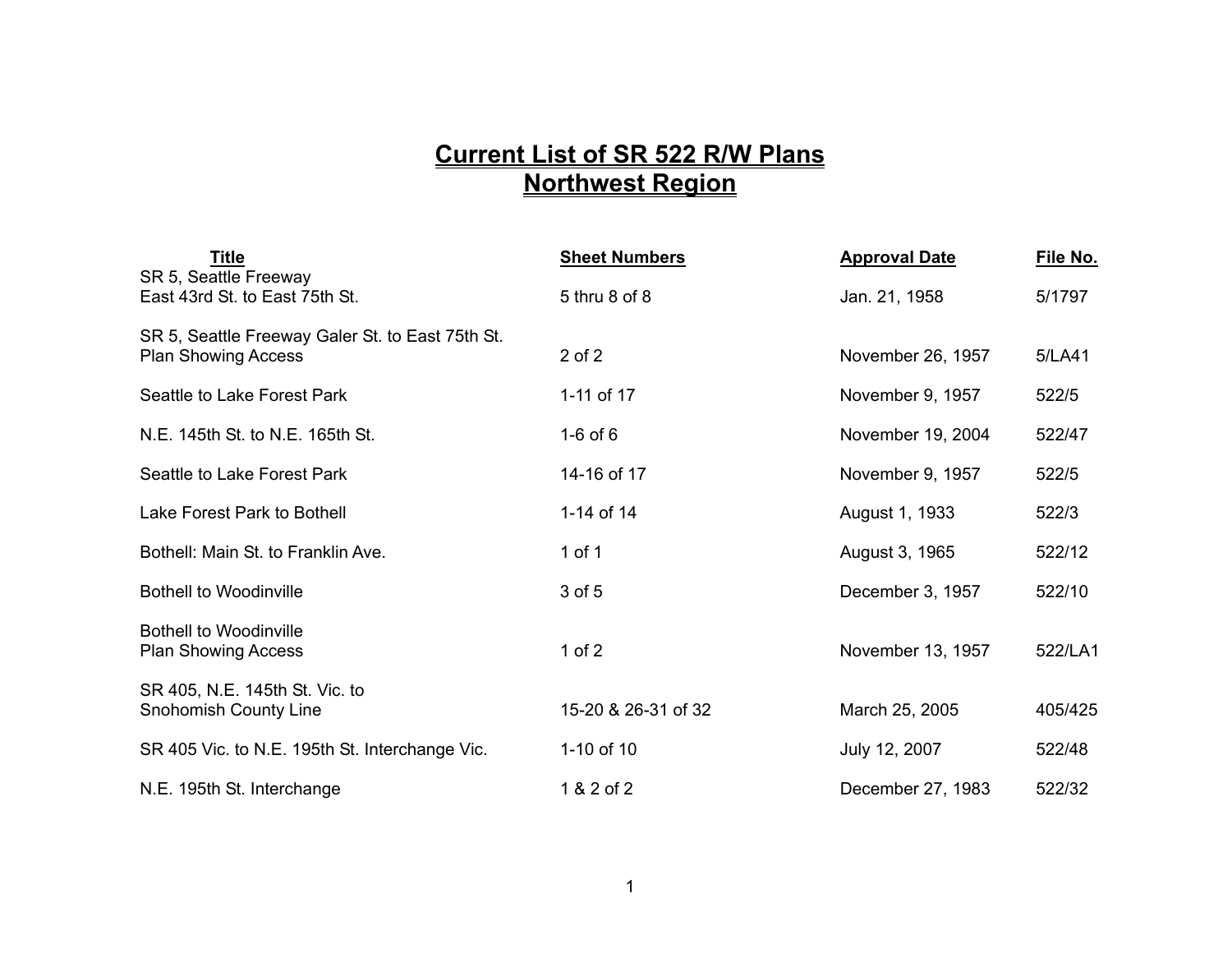# Current List of SR 522 R/W Plans
# Northwest Region

| Title | Sheet Numbers | Approval Date | File No. |
|---|---|---|---|
| SR 5, Seattle Freeway East 43rd St. to East 75th St. | 5 thru 8 of 8 | Jan. 21, 1958 | 5/1797 |
| SR 5, Seattle Freeway Galer St. to East 75th St. Plan Showing Access | 2 of 2 | November 26, 1957 | 5/LA41 |
| Seattle to Lake Forest Park | 1-11 of 17 | November 9, 1957 | 522/5 |
| N.E. 145th St. to N.E. 165th St. | 1-6 of 6 | November 19, 2004 | 522/47 |
| Seattle to Lake Forest Park | 14-16 of 17 | November 9, 1957 | 522/5 |
| Lake Forest Park to Bothell | 1-14 of 14 | August 1, 1933 | 522/3 |
| Bothell: Main St. to Franklin Ave. | 1 of 1 | August 3, 1965 | 522/12 |
| Bothell to Woodinville | 3 of 5 | December 3, 1957 | 522/10 |
| Bothell to Woodinville Plan Showing Access | 1 of 2 | November 13, 1957 | 522/LA1 |
| SR 405, N.E. 145th St. Vic. to Snohomish County Line | 15-20 & 26-31 of 32 | March 25, 2005 | 405/425 |
| SR 405 Vic. to N.E. 195th St. Interchange Vic. | 1-10 of 10 | July 12, 2007 | 522/48 |
| N.E. 195th St. Interchange | 1 & 2 of 2 | December 27, 1983 | 522/32 |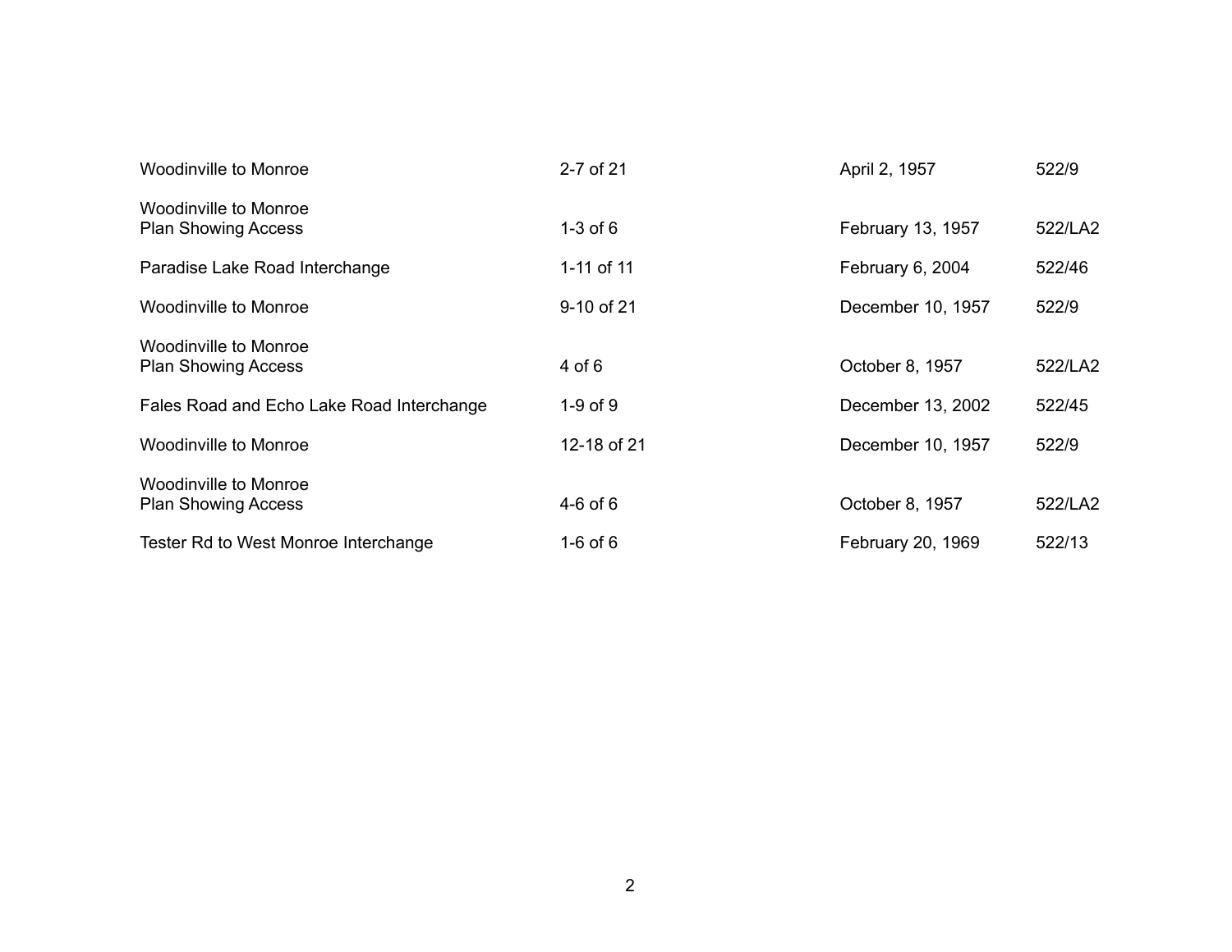| | | | |
|---|---|---|---|
| Woodinville to Monroe | 2-7 of 21 | April 2, 1957 | 522/9 |
| Woodinville to Monroe<br>Plan Showing Access | 1-3 of 6 | February 13, 1957 | 522/LA2 |
| Paradise Lake Road Interchange | 1-11 of 11 | February 6, 2004 | 522/46 |
| Woodinville to Monroe | 9-10 of 21 | December 10, 1957 | 522/9 |
| Woodinville to Monroe<br>Plan Showing Access | 4 of 6 | October 8, 1957 | 522/LA2 |
| Fales Road and Echo Lake Road Interchange | 1-9 of 9 | December 13, 2002 | 522/45 |
| Woodinville to Monroe | 12-18 of 21 | December 10, 1957 | 522/9 |
| Woodinville to Monroe<br>Plan Showing Access | 4-6 of 6 | October 8, 1957 | 522/LA2 |
| Tester Rd to West Monroe Interchange | 1-6 of 6 | February 20, 1969 | 522/13 |